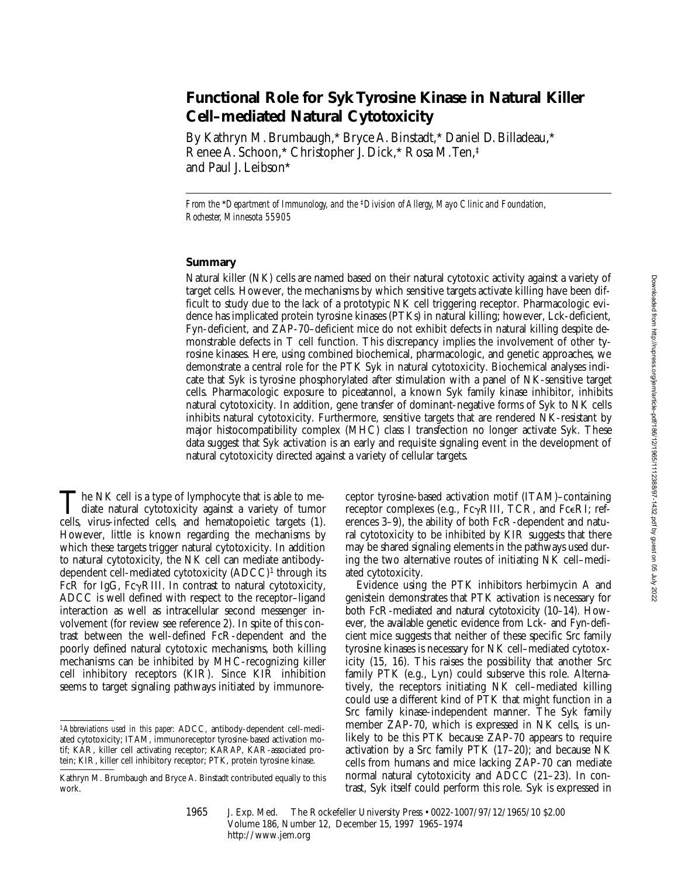# Functional Role for Syk Tyrosine Kinase in Natural Killer Cell–mediated Natural Cytotoxicity

By Kathryn M. Brumbaugh,* Bryce A. Binstadt,* Daniel D. Billadeau,* Renee A. Schoon,* Christopher J. Dick,* Rosa M. Ten,‡ and Paul J. Leibson*

*From the \*Department of Immunology, and the ‡Division of Allergy, Mayo Clinic and Foundation, Rochester, Minnesota 55905*

## Summary

Natural killer (NK) cells are named based on their natural cytotoxic activity against a variety of target cells. However, the mechanisms by which sensitive targets activate killing have been difficult to study due to the lack of a prototypic NK cell triggering receptor. Pharmacologic evidence has implicated protein tyrosine kinases (PTKs) in natural killing; however, Lck-deficient, Fyn-deficient, and ZAP-70–deficient mice do not exhibit defects in natural killing despite demonstrable defects in T cell function. This discrepancy implies the involvement of other tyrosine kinases. Here, using combined biochemical, pharmacologic, and genetic approaches, we demonstrate a central role for the PTK Syk in natural cytotoxicity. Biochemical analyses indicate that Syk is tyrosine phosphorylated after stimulation with a panel of NK-sensitive target cells. Pharmacologic exposure to piceatannol, a known Syk family kinase inhibitor, inhibits natural cytotoxicity. In addition, gene transfer of dominant-negative forms of Syk to NK cells inhibits natural cytotoxicity. Furthermore, sensitive targets that are rendered NK-resistant by major histocompatibility complex (MHC) class I transfection no longer activate Syk. These data suggest that Syk activation is an early and requisite signaling event in the development of natural cytotoxicity directed against a variety of cellular targets.

The NK cell is a type of lymphocyte that is able to mediate natural cytotoxicity against a variety of tumor cells, virus-infected cells, and hematopoietic targets (1). However, little is known regarding the mechanisms by which these targets trigger natural cytotoxicity. In addition to natural cytotoxicity, the NK cell can mediate antibody-dependent cell-mediated cytotoxicity (ADCC)[1] through its FcR for IgG, FcγRIII. In contrast to natural cytotoxicity, ADCC is well defined with respect to the receptor–ligand interaction as well as intracellular second messenger involvement (for review see reference 2). In spite of this contrast between the well-defined FcR-dependent and the poorly defined natural cytotoxic mechanisms, both killing mechanisms can be inhibited by MHC-recognizing killer cell inhibitory receptors (KIR). Since KIR inhibition seems to target signaling pathways initiated by immunoreceptor tyrosine-based activation motif (ITAM)–containing receptor complexes (e.g., FcγRIII, TCR, and FcεRI; references 3–9), the ability of both FcR-dependent and natural cytotoxicity to be inhibited by KIR suggests that there may be shared signaling elements in the pathways used during the two alternative routes of initiating NK cell–mediated cytotoxicity.

Evidence using the PTK inhibitors herbimycin A and genistein demonstrates that PTK activation is necessary for both FcR-mediated and natural cytotoxicity (10–14). However, the available genetic evidence from Lck- and Fyn-deficient mice suggests that neither of these specific Src family tyrosine kinases is necessary for NK cell–mediated cytotoxicity (15, 16). This raises the possibility that another Src family PTK (e.g., Lyn) could subserve this role. Alternatively, the receptors initiating NK cell–mediated killing could use a different kind of PTK that might function in a Src family kinase-independent manner. The Syk family member ZAP-70, which is expressed in NK cells, is unlikely to be this PTK because ZAP-70 appears to require activation by a Src family PTK (17–20); and because NK cells from humans and mice lacking ZAP-70 can mediate normal natural cytotoxicity and ADCC (21–23). In contrast, Syk itself could perform this role. Syk is expressed in

[1]*Abbreviations used in this paper:* ADCC, antibody-dependent cell-mediated cytotoxicity; ITAM, immunoreceptor tyrosine-based activation motif; KAR, killer cell activating receptor; KARAP, KAR-associated protein; KIR, killer cell inhibitory receptor; PTK, protein tyrosine kinase.

Kathryn M. Brumbaugh and Bryce A. Binstadt contributed equally to this work.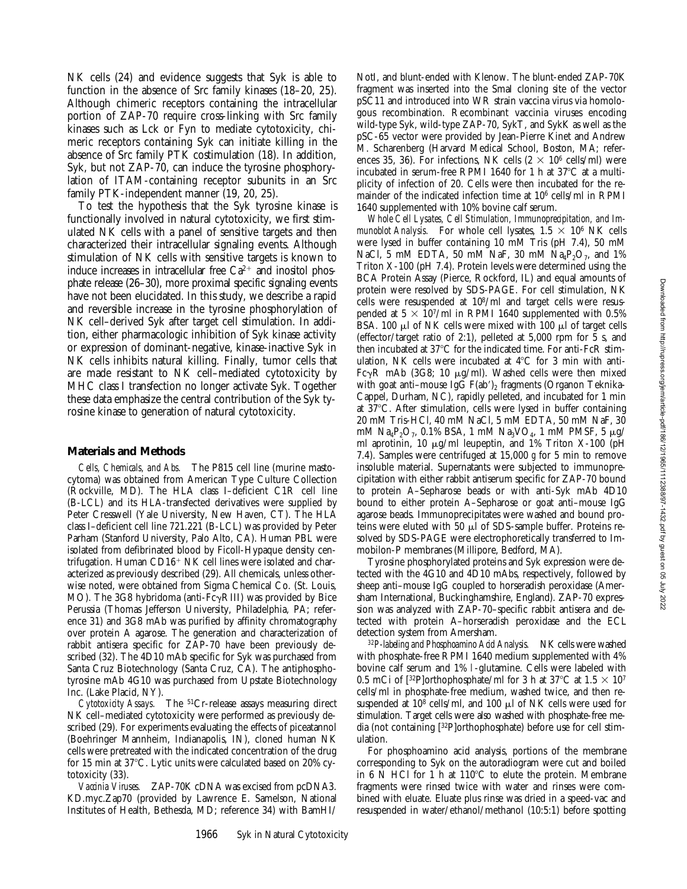NK cells (24) and evidence suggests that Syk is able to function in the absence of Src family kinases (18–20, 25). Although chimeric receptors containing the intracellular portion of ZAP-70 require cross-linking with Src family kinases such as Lck or Fyn to mediate cytotoxicity, chimeric receptors containing Syk can initiate killing in the absence of Src family PTK costimulation (18). In addition, Syk, but not ZAP-70, can induce the tyrosine phosphorylation of ITAM-containing receptor subunits in an Src family PTK-independent manner (19, 20, 25).

To test the hypothesis that the Syk tyrosine kinase is functionally involved in natural cytotoxicity, we first stimulated NK cells with a panel of sensitive targets and then characterized their intracellular signaling events. Although stimulation of NK cells with sensitive targets is known to induce increases in intracellular free $Ca^{2+}$ and inositol phosphate release (26–30), more proximal specific signaling events have not been elucidated. In this study, we describe a rapid and reversible increase in the tyrosine phosphorylation of NK cell–derived Syk after target cell stimulation. In addition, either pharmacologic inhibition of Syk kinase activity or expression of dominant-negative, kinase-inactive Syk in NK cells inhibits natural killing. Finally, tumor cells that are made resistant to NK cell–mediated cytotoxicity by MHC class I transfection no longer activate Syk. Together these data emphasize the central contribution of the Syk tyrosine kinase to generation of natural cytotoxicity.

## Materials and Methods

*Cells, Chemicals, and Abs.* The P815 cell line (murine mastocytoma) was obtained from American Type Culture Collection (Rockville, MD). The HLA class I–deficient C1R cell line (B-LCL) and its HLA-transfected derivatives were supplied by Peter Cresswell (Yale University, New Haven, CT). The HLA class I–deficient cell line 721.221 (B-LCL) was provided by Peter Parham (Stanford University, Palo Alto, CA). Human PBL were isolated from defibrinated blood by Ficoll-Hypaque density centrifugation. Human $CD16^{+}$ NK cell lines were isolated and characterized as previously described (29). All chemicals, unless otherwise noted, were obtained from Sigma Chemical Co. (St. Louis, MO). The 3G8 hybridoma (anti-FcγRIII) was provided by Bice Perussia (Thomas Jefferson University, Philadelphia, PA; reference 31) and 3G8 mAb was purified by affinity chromatography over protein A agarose. The generation and characterization of rabbit antisera specific for ZAP-70 have been previously described (32). The 4D10 mAb specific for Syk was purchased from Santa Cruz Biotechnology (Santa Cruz, CA). The antiphosphotyrosine mAb 4G10 was purchased from Upstate Biotechnology Inc. (Lake Placid, NY).

*Cytotoxicity Assays.* The $^{51}Cr$-release assays measuring direct NK cell–mediated cytotoxicity were performed as previously described (29). For experiments evaluating the effects of piceatannol (Boehringer Mannheim, Indianapolis, IN), cloned human NK cells were pretreated with the indicated concentration of the drug for 15 min at 37°C. Lytic units were calculated based on 20% cytotoxicity (33).

*Vaccinia Viruses.* ZAP-70K cDNA was excised from pcDNA3. KD.myc.Zap70 (provided by Lawrence E. Samelson, National Institutes of Health, Bethesda, MD; reference 34) with BamHI/NotI, and blunt-ended with Klenow. The blunt-ended ZAP-70K fragment was inserted into the SmaI cloning site of the vector pSC11 and introduced into WR strain vaccina virus via homologous recombination. Recombinant vaccinia viruses encoding wild-type Syk, wild-type ZAP-70, SykT, and SykK as well as the pSC-65 vector were provided by Jean-Pierre Kinet and Andrew M. Scharenberg (Harvard Medical School, Boston, MA; references 35, 36). For infections, NK cells ($2 \times 10^6$ cells/ml) were incubated in serum-free RPMI 1640 for 1 h at 37°C at a multiplicity of infection of 20. Cells were then incubated for the remainder of the indicated infection time at $10^6$ cells/ml in RPMI 1640 supplemented with 10% bovine calf serum.

*Whole Cell Lysates, Cell Stimulation, Immunoprecipitation, and Immunoblot Analysis.* For whole cell lysates, $1.5 \times 10^6$ NK cells were lysed in buffer containing 10 mM Tris (pH 7.4), 50 mM NaCl, 5 mM EDTA, 50 mM NaF, 30 mM $Na_4P_2O_7$, and 1% Triton X-100 (pH 7.4). Protein levels were determined using the BCA Protein Assay (Pierce, Rockford, IL) and equal amounts of protein were resolved by SDS-PAGE. For cell stimulation, NK cells were resuspended at $10^8$/ml and target cells were resuspended at $5 \times 10^7$/ml in RPMI 1640 supplemented with 0.5% BSA. 100 μl of NK cells were mixed with 100 μl of target cells (effector/target ratio of 2:1), pelleted at 5,000 rpm for 5 s, and then incubated at 37°C for the indicated time. For anti-FcR stimulation, NK cells were incubated at 4°C for 3 min with anti-FcγR mAb (3G8; 10 μg/ml). Washed cells were then mixed with goat anti–mouse IgG $F(ab')_2$ fragments (Organon Teknika-Cappel, Durham, NC), rapidly pelleted, and incubated for 1 min at 37°C. After stimulation, cells were lysed in buffer containing 20 mM Tris-HCl, 40 mM NaCl, 5 mM EDTA, 50 mM NaF, 30 mM $Na_4P_2O_7$, 0.1% BSA, 1 mM $Na_3VO_4$, 1 mM PMSF, 5 μg/ml aprotinin, 10 μg/ml leupeptin, and 1% Triton X-100 (pH 7.4). Samples were centrifuged at 15,000 *g* for 5 min to remove insoluble material. Supernatants were subjected to immunoprecipitation with either rabbit antiserum specific for ZAP-70 bound to protein A–Sepharose beads or with anti-Syk mAb 4D10 bound to either protein A–Sepharose or goat anti–mouse IgG agarose beads. Immunoprecipitates were washed and bound proteins were eluted with 50 μl of SDS-sample buffer. Proteins resolved by SDS-PAGE were electrophoretically transferred to Immobilon-P membranes (Millipore, Bedford, MA).

Tyrosine phosphorylated proteins and Syk expression were detected with the 4G10 and 4D10 mAbs, respectively, followed by sheep anti–mouse IgG coupled to horseradish peroxidase (Amersham International, Buckinghamshire, England). ZAP-70 expression was analyzed with ZAP-70–specific rabbit antisera and detected with protein A–horseradish peroxidase and the ECL detection system from Amersham.

*$^{32}P$-labeling and Phosphoamino Acid Analysis.* NK cells were washed with phosphate-free RPMI 1640 medium supplemented with 4% bovine calf serum and 1% l-glutamine. Cells were labeled with 0.5 mCi of [$^{32}P$]orthophosphate/ml for 3 h at 37°C at $1.5 \times 10^7$ cells/ml in phosphate-free medium, washed twice, and then resuspended at $10^8$ cells/ml, and 100 μl of NK cells were used for stimulation. Target cells were also washed with phosphate-free media (not containing [$^{32}P$]orthophosphate) before use for cell stimulation.

For phosphoamino acid analysis, portions of the membrane corresponding to Syk on the autoradiogram were cut and boiled in 6 N HCl for 1 h at 110°C to elute the protein. Membrane fragments were rinsed twice with water and rinses were combined with eluate. Eluate plus rinse was dried in a speed-vac and resuspended in water/ethanol/methanol (10:5:1) before spotting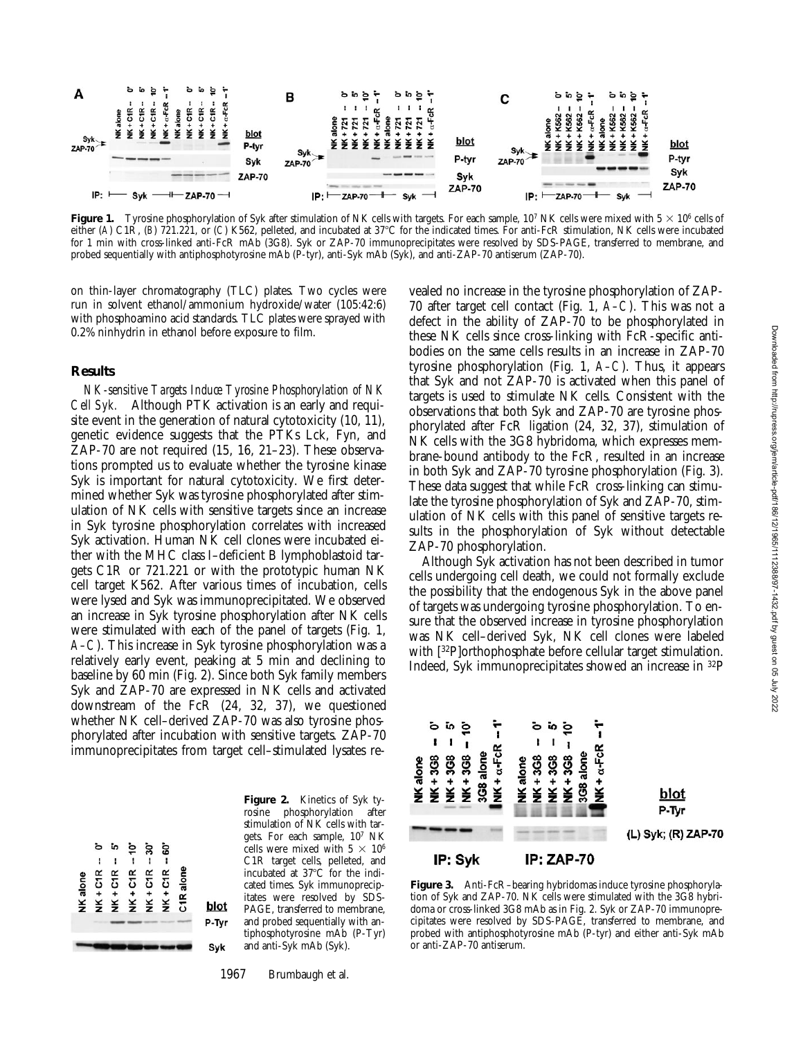**Figure 1.** Tyrosine phosphorylation of Syk after stimulation of NK cells with targets. For each sample, $10^7$ NK cells were mixed with $5 \times 10^6$ cells of either (*A*) C1R, (*B*) 721.221, or (*C*) K562, pelleted, and incubated at 37°C for the indicated times. For anti-FcR stimulation, NK cells were incubated for 1 min with cross-linked anti-FcR mAb (3G8). Syk or ZAP-70 immunoprecipitates were resolved by SDS-PAGE, transferred to membrane, and probed sequentially with antiphosphotyrosine mAb (P-tyr), anti-Syk mAb (Syk), and anti-ZAP-70 antiserum (ZAP-70).

on thin-layer chromatography (TLC) plates. Two cycles were run in solvent ethanol/ammonium hydroxide/water (105:42:6) with phosphoamino acid standards. TLC plates were sprayed with 0.2% ninhydrin in ethanol before exposure to film.

## Results

*NK-sensitive Targets Induce Tyrosine Phosphorylation of NK Cell Syk.* Although PTK activation is an early and requisite event in the generation of natural cytotoxicity (10, 11), genetic evidence suggests that the PTKs Lck, Fyn, and ZAP-70 are not required (15, 16, 21–23). These observations prompted us to evaluate whether the tyrosine kinase Syk is important for natural cytotoxicity. We first determined whether Syk was tyrosine phosphorylated after stimulation of NK cells with sensitive targets since an increase in Syk tyrosine phosphorylation correlates with increased Syk activation. Human NK cell clones were incubated either with the MHC class I–deficient B lymphoblastoid targets C1R or 721.221 or with the prototypic human NK cell target K562. After various times of incubation, cells were lysed and Syk was immunoprecipitated. We observed an increase in Syk tyrosine phosphorylation after NK cells were stimulated with each of the panel of targets (Fig. 1, *A–C*). This increase in Syk tyrosine phosphorylation was a relatively early event, peaking at 5 min and declining to baseline by 60 min (Fig. 2). Since both Syk family members Syk and ZAP-70 are expressed in NK cells and activated downstream of the FcR (24, 32, 37), we questioned whether NK cell–derived ZAP-70 was also tyrosine phosphorylated after incubation with sensitive targets. ZAP-70 immunoprecipitates from target cell–stimulated lysates revealed no increase in the tyrosine phosphorylation of ZAP-70 after target cell contact (Fig. 1, *A–C*). This was not a defect in the ability of ZAP-70 to be phosphorylated in these NK cells since cross-linking with FcR-specific antibodies on the same cells results in an increase in ZAP-70 tyrosine phosphorylation (Fig. 1, *A–C*). Thus, it appears that Syk and not ZAP-70 is activated when this panel of targets is used to stimulate NK cells. Consistent with the observations that both Syk and ZAP-70 are tyrosine phosphorylated after FcR ligation (24, 32, 37), stimulation of NK cells with the 3G8 hybridoma, which expresses membrane-bound antibody to the FcR, resulted in an increase in both Syk and ZAP-70 tyrosine phosphorylation (Fig. 3). These data suggest that while FcR cross-linking can stimulate the tyrosine phosphorylation of Syk and ZAP-70, stimulation of NK cells with this panel of sensitive targets results in the phosphorylation of Syk without detectable ZAP-70 phosphorylation.

Although Syk activation has not been described in tumor cells undergoing cell death, we could not formally exclude the possibility that the endogenous Syk in the above panel of targets was undergoing tyrosine phosphorylation. To ensure that the observed increase in tyrosine phosphorylation was NK cell–derived Syk, NK cell clones were labeled with [$^{32}$P]orthophosphate before cellular target stimulation. Indeed, Syk immunoprecipitates showed an increase in $^{32}$P

**Figure 2.** Kinetics of Syk tyrosine phosphorylation after stimulation of NK cells with targets. For each sample, $10^7$ NK cells were mixed with $5 \times 10^6$ C1R target cells, pelleted, and incubated at 37°C for the indicated times. Syk immunoprecipitates were resolved by SDS-PAGE, transferred to membrane, and probed sequentially with antiphosphotyrosine mAb (P-Tyr) and anti-Syk mAb (Syk).

**Figure 3.** Anti-FcR–bearing hybridomas induce tyrosine phosphorylation of Syk and ZAP-70. NK cells were stimulated with the 3G8 hybridoma or cross-linked 3G8 mAb as in Fig. 2. Syk or ZAP-70 immunoprecipitates were resolved by SDS-PAGE, transferred to membrane, and probed with antiphosphotyrosine mAb (P-tyr) and either anti-Syk mAb or anti-ZAP-70 antiserum.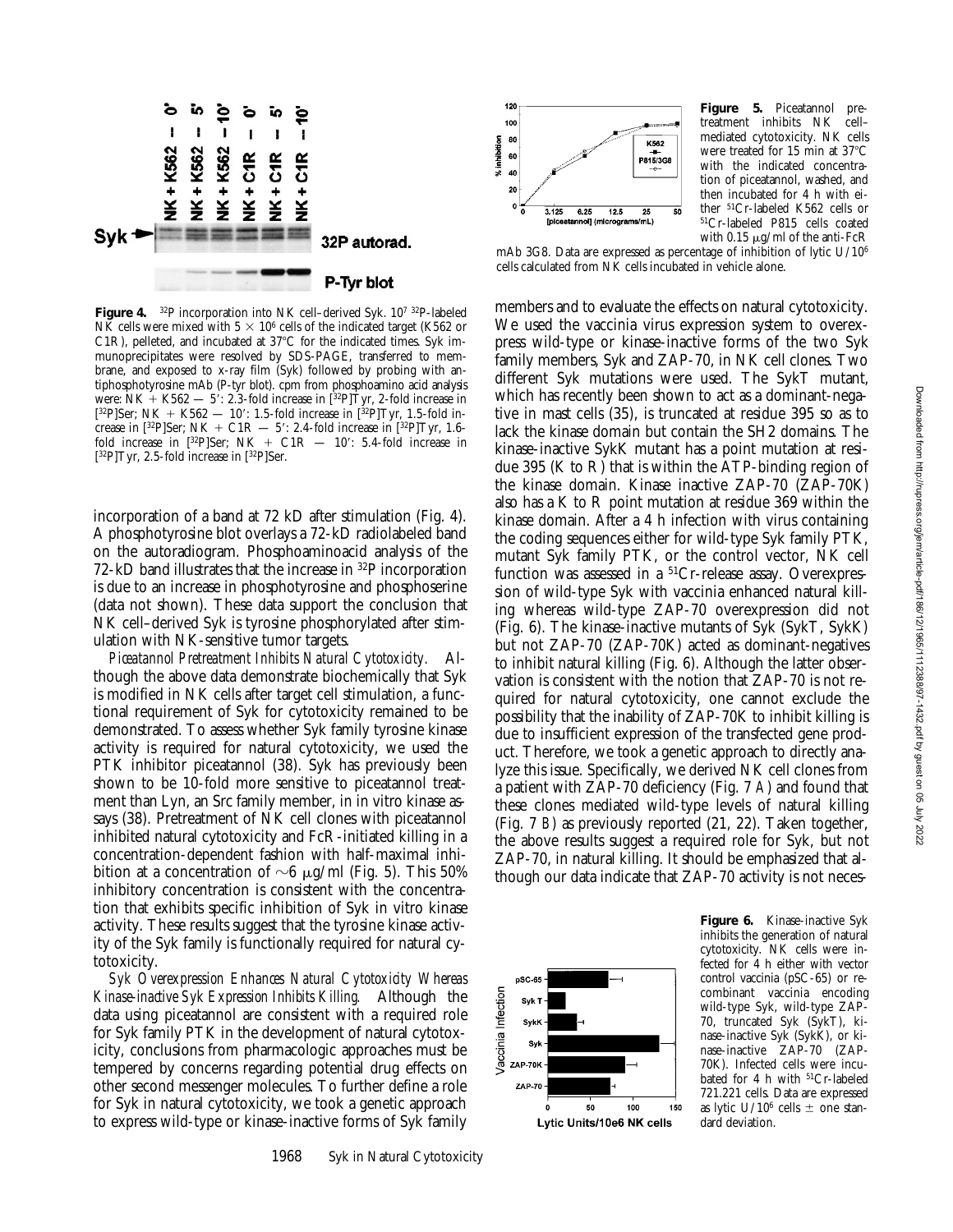**Figure 4.** $^{32}$P incorporation into NK cell–derived Syk. $10^7$ $^{32}$P-labeled NK cells were mixed with $5 \times 10^6$ cells of the indicated target (K562 or C1R), pelleted, and incubated at 37°C for the indicated times. Syk immunoprecipitates were resolved by SDS-PAGE, transferred to membrane, and exposed to x-ray film (Syk) followed by probing with antiphosphotyrosine mAb (P-tyr blot). cpm from phosphoamino acid analysis were: NK + K562 — 5′: 2.3-fold increase in [$^{32}$P]Tyr, 2-fold increase in [$^{32}$P]Ser; NK + K562 — 10′: 1.5-fold increase in [$^{32}$P]Tyr, 1.5-fold increase in [$^{32}$P]Ser; NK + C1R — 5′: 2.4-fold increase in [$^{32}$P]Tyr, 1.6-fold increase in [$^{32}$P]Ser; NK + C1R — 10′: 5.4-fold increase in [$^{32}$P]Tyr, 2.5-fold increase in [$^{32}$P]Ser.

incorporation of a band at 72 kD after stimulation (Fig. 4). A phosphotyrosine blot overlays a 72-kD radiolabeled band on the autoradiogram. Phosphoaminoacid analysis of the 72-kD band illustrates that the increase in $^{32}$P incorporation is due to an increase in phosphotyrosine and phosphoserine (data not shown). These data support the conclusion that NK cell–derived Syk is tyrosine phosphorylated after stimulation with NK-sensitive tumor targets.

*Piceatannol Pretreatment Inhibits Natural Cytotoxicity.* Although the above data demonstrate biochemically that Syk is modified in NK cells after target cell stimulation, a functional requirement of Syk for cytotoxicity remained to be demonstrated. To assess whether Syk family tyrosine kinase activity is required for natural cytotoxicity, we used the PTK inhibitor piceatannol (38). Syk has previously been shown to be 10-fold more sensitive to piceatannol treatment than Lyn, an Src family member, in in vitro kinase assays (38). Pretreatment of NK cell clones with piceatannol inhibited natural cytotoxicity and FcR-initiated killing in a concentration-dependent fashion with half-maximal inhibition at a concentration of ~6 μg/ml (Fig. 5). This 50% inhibitory concentration is consistent with the concentration that exhibits specific inhibition of Syk in vitro kinase activity. These results suggest that the tyrosine kinase activity of the Syk family is functionally required for natural cytotoxicity.

*Syk Overexpression Enhances Natural Cytotoxicity Whereas Kinase-inactive Syk Expression Inhibits Killing.* Although the data using piceatannol are consistent with a required role for Syk family PTK in the development of natural cytotoxicity, conclusions from pharmacologic approaches must be tempered by concerns regarding potential drug effects on other second messenger molecules. To further define a role for Syk in natural cytotoxicity, we took a genetic approach to express wild-type or kinase-inactive forms of Syk family members and to evaluate the effects on natural cytotoxicity. We used the vaccinia virus expression system to overexpress wild-type or kinase-inactive forms of the two Syk family members, Syk and ZAP-70, in NK cell clones. Two different Syk mutations were used. The SykT mutant, which has recently been shown to act as a dominant-negative in mast cells (35), is truncated at residue 395 so as to lack the kinase domain but contain the SH2 domains. The kinase-inactive SykK mutant has a point mutation at residue 395 (K to R) that is within the ATP-binding region of the kinase domain. Kinase inactive ZAP-70 (ZAP-70K) also has a K to R point mutation at residue 369 within the kinase domain. After a 4 h infection with virus containing the coding sequences either for wild-type Syk family PTK, mutant Syk family PTK, or the control vector, NK cell function was assessed in a $^{51}$Cr-release assay. Overexpression of wild-type Syk with vaccinia enhanced natural killing whereas wild-type ZAP-70 overexpression did not (Fig. 6). The kinase-inactive mutants of Syk (SykT, SykK) but not ZAP-70 (ZAP-70K) acted as dominant-negatives to inhibit natural killing (Fig. 6). Although the latter observation is consistent with the notion that ZAP-70 is not required for natural cytotoxicity, one cannot exclude the possibility that the inability of ZAP-70K to inhibit killing is due to insufficient expression of the transfected gene product. Therefore, we took a genetic approach to directly analyze this issue. Specifically, we derived NK cell clones from a patient with ZAP-70 deficiency (Fig. 7 *A*) and found that these clones mediated wild-type levels of natural killing (Fig. 7 *B*) as previously reported (21, 22). Taken together, the above results suggest a required role for Syk, but not ZAP-70, in natural killing. It should be emphasized that although our data indicate that ZAP-70 activity is not neces-

**Figure 5.** Piceatannol pretreatment inhibits NK cell–mediated cytotoxicity. NK cells were treated for 15 min at 37°C with the indicated concentration of piceatannol, washed, and then incubated for 4 h with either $^{51}$Cr-labeled K562 cells or $^{51}$Cr-labeled P815 cells coated with 0.15 μg/ml of the anti-FcR mAb 3G8. Data are expressed as percentage of inhibition of lytic U/$10^6$ cells calculated from NK cells incubated in vehicle alone.

**Figure 6.** Kinase-inactive Syk inhibits the generation of natural cytotoxicity. NK cells were infected for 4 h either with vector control vaccinia (pSC-65) or recombinant vaccinia encoding wild-type Syk, wild-type ZAP-70, truncated Syk (SykT), kinase-inactive Syk (SykK), or kinase-inactive ZAP-70 (ZAP-70K). Infected cells were incubated for 4 h with $^{51}$Cr-labeled 721.221 cells. Data are expressed as lytic U/$10^6$ cells ± one standard deviation.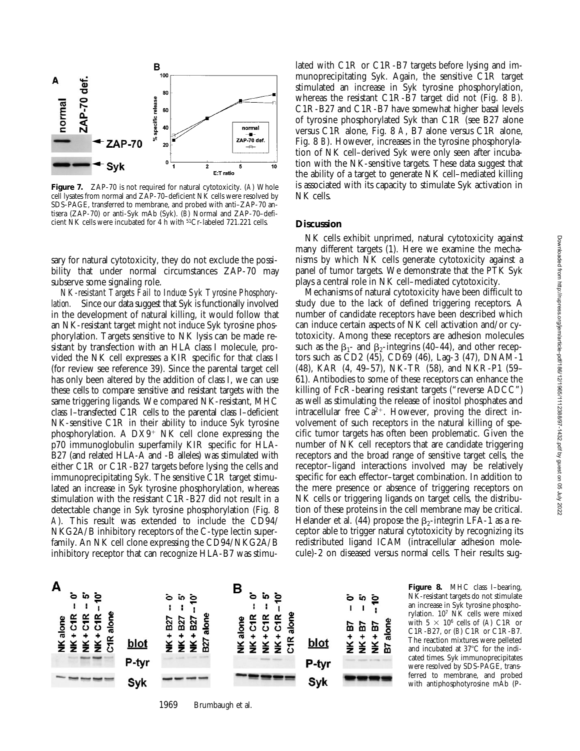**Figure 7.** ZAP-70 is not required for natural cytotoxicity. (*A*) Whole cell lysates from normal and ZAP-70–deficient NK cells were resolved by SDS-PAGE, transferred to membrane, and probed with anti–ZAP-70 antisera (ZAP-70) or anti-Syk mAb (Syk). (*B*) Normal and ZAP-70–deficient NK cells were incubated for 4 h with $^{51}$Cr-labeled 721.221 cells.

sary for natural cytotoxicity, they do not exclude the possibility that under normal circumstances ZAP-70 may subserve some signaling role.

*NK-resistant Targets Fail to Induce Syk Tyrosine Phosphorylation.* Since our data suggest that Syk is functionally involved in the development of natural killing, it would follow that an NK-resistant target might not induce Syk tyrosine phosphorylation. Targets sensitive to NK lysis can be made resistant by transfection with an HLA class I molecule, provided the NK cell expresses a KIR specific for that class I (for review see reference 39). Since the parental target cell has only been altered by the addition of class I, we can use these cells to compare sensitive and resistant targets with the same triggering ligands. We compared NK-resistant, MHC class I–transfected C1R cells to the parental class I–deficient NK-sensitive C1R in their ability to induce Syk tyrosine phosphorylation. A DX9$^{+}$ NK cell clone expressing the p70 immunoglobulin superfamily KIR specific for HLA-B27 (and related HLA-A and -B alleles) was stimulated with either C1R or C1R-B27 targets before lysing the cells and immunoprecipitating Syk. The sensitive C1R target stimulated an increase in Syk tyrosine phosphorylation, whereas stimulation with the resistant C1R-B27 did not result in a detectable change in Syk tyrosine phosphorylation (Fig. 8 *A*). This result was extended to include the CD94/NKG2A/B inhibitory receptors of the C-type lectin superfamily. An NK cell clone expressing the CD94/NKG2A/B inhibitory receptor that can recognize HLA-B7 was stimulated with C1R or C1R-B7 targets before lysing and immunoprecipitating Syk. Again, the sensitive C1R target stimulated an increase in Syk tyrosine phosphorylation, whereas the resistant C1R-B7 target did not (Fig. 8 *B*). C1R-B27 and C1R-B7 have somewhat higher basal levels of tyrosine phosphorylated Syk than C1R (see B27 alone versus C1R alone, Fig. 8 *A*, B7 alone versus C1R alone, Fig. 8 *B*). However, increases in the tyrosine phosphorylation of NK cell–derived Syk were only seen after incubation with the NK-sensitive targets. These data suggest that the ability of a target to generate NK cell–mediated killing is associated with its capacity to stimulate Syk activation in NK cells.

## Discussion

NK cells exhibit unprimed, natural cytotoxicity against many different targets (1). Here we examine the mechanisms by which NK cells generate cytotoxicity against a panel of tumor targets. We demonstrate that the PTK Syk plays a central role in NK cell–mediated cytotoxicity.

Mechanisms of natural cytotoxicity have been difficult to study due to the lack of defined triggering receptors. A number of candidate receptors have been described which can induce certain aspects of NK cell activation and/or cytotoxicity. Among these receptors are adhesion molecules such as the $\beta_1$- and $\beta_2$-integrins (40–44), and other receptors such as CD2 (45), CD69 (46), Lag-3 (47), DNAM-1 (48), KAR (4, 49–57), NK-TR (58), and NKR-P1 (59–61). Antibodies to some of these receptors can enhance the killing of FcR-bearing resistant targets ("reverse ADCC") as well as stimulating the release of inositol phosphates and intracellular free $Ca^{2+}$. However, proving the direct involvement of such receptors in the natural killing of specific tumor targets has often been problematic. Given the number of NK cell receptors that are candidate triggering receptors and the broad range of sensitive target cells, the receptor–ligand interactions involved may be relatively specific for each effector–target combination. In addition to the mere presence or absence of triggering receptors on NK cells or triggering ligands on target cells, the distribution of these proteins in the cell membrane may be critical. Helander et al. (44) propose the $\beta_2$-integrin LFA-1 as a receptor able to trigger natural cytotoxicity by recognizing its redistributed ligand ICAM (intracellular adhesion molecule)-2 on diseased versus normal cells. Their results sug-

**Figure 8.** MHC class I–bearing, NK-resistant targets do not stimulate an increase in Syk tyrosine phosphorylation. $10^7$ NK cells were mixed with $5 \times 10^6$ cells of (*A*) C1R or C1R-B27, or (*B*) C1R or C1R-B7. The reaction mixtures were pelleted and incubated at 37°C for the indicated times. Syk immunoprecipitates were resolved by SDS-PAGE, transferred to membrane, and probed with antiphosphotyrosine mAb (P-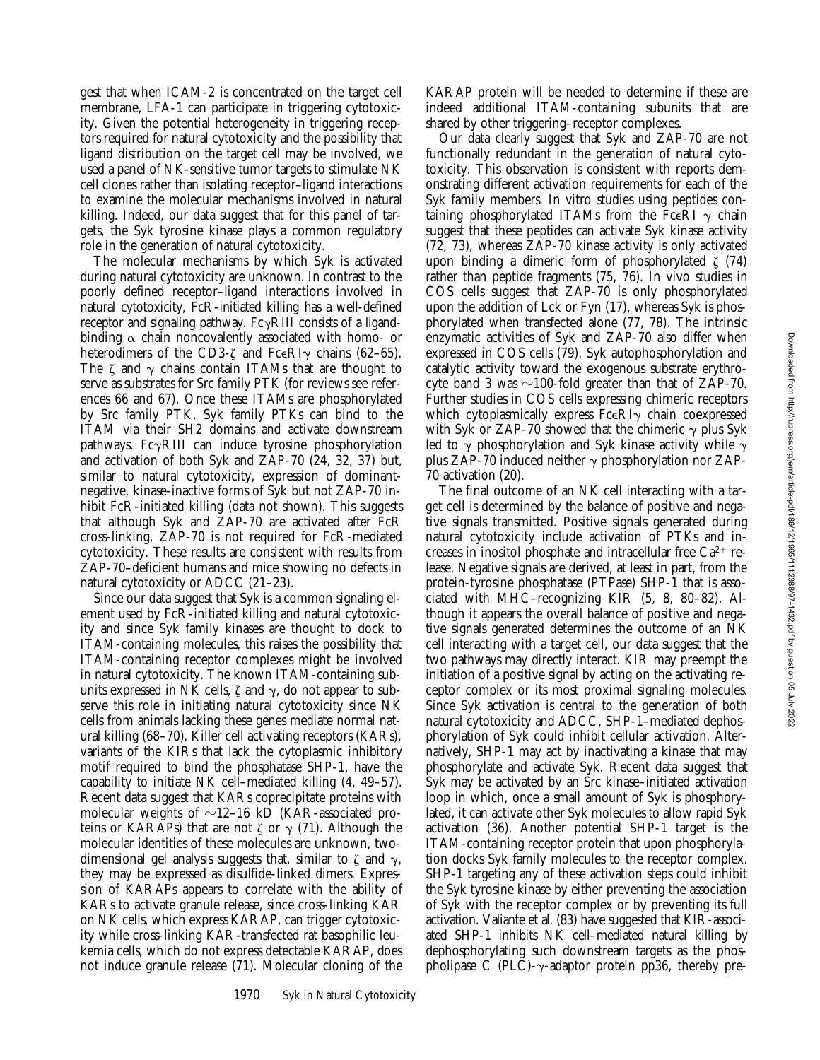gest that when ICAM-2 is concentrated on the target cell membrane, LFA-1 can participate in triggering cytotoxicity. Given the potential heterogeneity in triggering receptors required for natural cytotoxicity and the possibility that ligand distribution on the target cell may be involved, we used a panel of NK-sensitive tumor targets to stimulate NK cell clones rather than isolating receptor–ligand interactions to examine the molecular mechanisms involved in natural killing. Indeed, our data suggest that for this panel of targets, the Syk tyrosine kinase plays a common regulatory role in the generation of natural cytotoxicity.

The molecular mechanisms by which Syk is activated during natural cytotoxicity are unknown. In contrast to the poorly defined receptor–ligand interactions involved in natural cytotoxicity, FcR-initiated killing has a well-defined receptor and signaling pathway. FcγRIII consists of a ligand-binding α chain noncovalently associated with homo- or heterodimers of the CD3-ζ and FcεRIγ chains (62–65). The ζ and γ chains contain ITAMs that are thought to serve as substrates for Src family PTK (for reviews see references 66 and 67). Once these ITAMs are phosphorylated by Src family PTK, Syk family PTKs can bind to the ITAM via their SH2 domains and activate downstream pathways. FcγRIII can induce tyrosine phosphorylation and activation of both Syk and ZAP-70 (24, 32, 37) but, similar to natural cytotoxicity, expression of dominant-negative, kinase-inactive forms of Syk but not ZAP-70 inhibit FcR-initiated killing (data not shown). This suggests that although Syk and ZAP-70 are activated after FcR cross-linking, ZAP-70 is not required for FcR-mediated cytotoxicity. These results are consistent with results from ZAP-70–deficient humans and mice showing no defects in natural cytotoxicity or ADCC (21–23).

Since our data suggest that Syk is a common signaling element used by FcR-initiated killing and natural cytotoxicity and since Syk family kinases are thought to dock to ITAM-containing molecules, this raises the possibility that ITAM-containing receptor complexes might be involved in natural cytotoxicity. The known ITAM-containing subunits expressed in NK cells, ζ and γ, do not appear to subserve this role in initiating natural cytotoxicity since NK cells from animals lacking these genes mediate normal natural killing (68–70). Killer cell activating receptors (KARs), variants of the KIRs that lack the cytoplasmic inhibitory motif required to bind the phosphatase SHP-1, have the capability to initiate NK cell–mediated killing (4, 49–57). Recent data suggest that KARs coprecipitate proteins with molecular weights of ~12–16 kD (KAR-associated proteins or KARAPs) that are not ζ or γ (71). Although the molecular identities of these molecules are unknown, two-dimensional gel analysis suggests that, similar to ζ and γ, they may be expressed as disulfide-linked dimers. Expression of KARAPs appears to correlate with the ability of KARs to activate granule release, since cross-linking KAR on NK cells, which express KARAP, can trigger cytotoxicity while cross-linking KAR-transfected rat basophilic leukemia cells, which do not express detectable KARAP, does not induce granule release (71). Molecular cloning of the KARAP protein will be needed to determine if these are indeed additional ITAM-containing subunits that are shared by other triggering–receptor complexes.

Our data clearly suggest that Syk and ZAP-70 are not functionally redundant in the generation of natural cytotoxicity. This observation is consistent with reports demonstrating different activation requirements for each of the Syk family members. In vitro studies using peptides containing phosphorylated ITAMs from the FcεRI γ chain suggest that these peptides can activate Syk kinase activity (72, 73), whereas ZAP-70 kinase activity is only activated upon binding a dimeric form of phosphorylated ζ (74) rather than peptide fragments (75, 76). In vivo studies in COS cells suggest that ZAP-70 is only phosphorylated upon the addition of Lck or Fyn (17), whereas Syk is phosphorylated when transfected alone (77, 78). The intrinsic enzymatic activities of Syk and ZAP-70 also differ when expressed in COS cells (79). Syk autophosphorylation and catalytic activity toward the exogenous substrate erythrocyte band 3 was ~100-fold greater than that of ZAP-70. Further studies in COS cells expressing chimeric receptors which cytoplasmically express FcεRIγ chain coexpressed with Syk or ZAP-70 showed that the chimeric γ plus Syk led to γ phosphorylation and Syk kinase activity while γ plus ZAP-70 induced neither γ phosphorylation nor ZAP-70 activation (20).

The final outcome of an NK cell interacting with a target cell is determined by the balance of positive and negative signals transmitted. Positive signals generated during natural cytotoxicity include activation of PTKs and increases in inositol phosphate and intracellular free $Ca^{2+}$ release. Negative signals are derived, at least in part, from the protein-tyrosine phosphatase (PTPase) SHP-1 that is associated with MHC–recognizing KIR (5, 8, 80–82). Although it appears the overall balance of positive and negative signals generated determines the outcome of an NK cell interacting with a target cell, our data suggest that the two pathways may directly interact. KIR may preempt the initiation of a positive signal by acting on the activating receptor complex or its most proximal signaling molecules. Since Syk activation is central to the generation of both natural cytotoxicity and ADCC, SHP-1–mediated dephosphorylation of Syk could inhibit cellular activation. Alternatively, SHP-1 may act by inactivating a kinase that may phosphorylate and activate Syk. Recent data suggest that Syk may be activated by an Src kinase–initiated activation loop in which, once a small amount of Syk is phosphorylated, it can activate other Syk molecules to allow rapid Syk activation (36). Another potential SHP-1 target is the ITAM-containing receptor protein that upon phosphorylation docks Syk family molecules to the receptor complex. SHP-1 targeting any of these activation steps could inhibit the Syk tyrosine kinase by either preventing the association of Syk with the receptor complex or by preventing its full activation. Valiante et al. (83) have suggested that KIR-associated SHP-1 inhibits NK cell–mediated natural killing by dephosphorylating such downstream targets as the phospholipase C (PLC)-γ-adaptor protein pp36, thereby pre-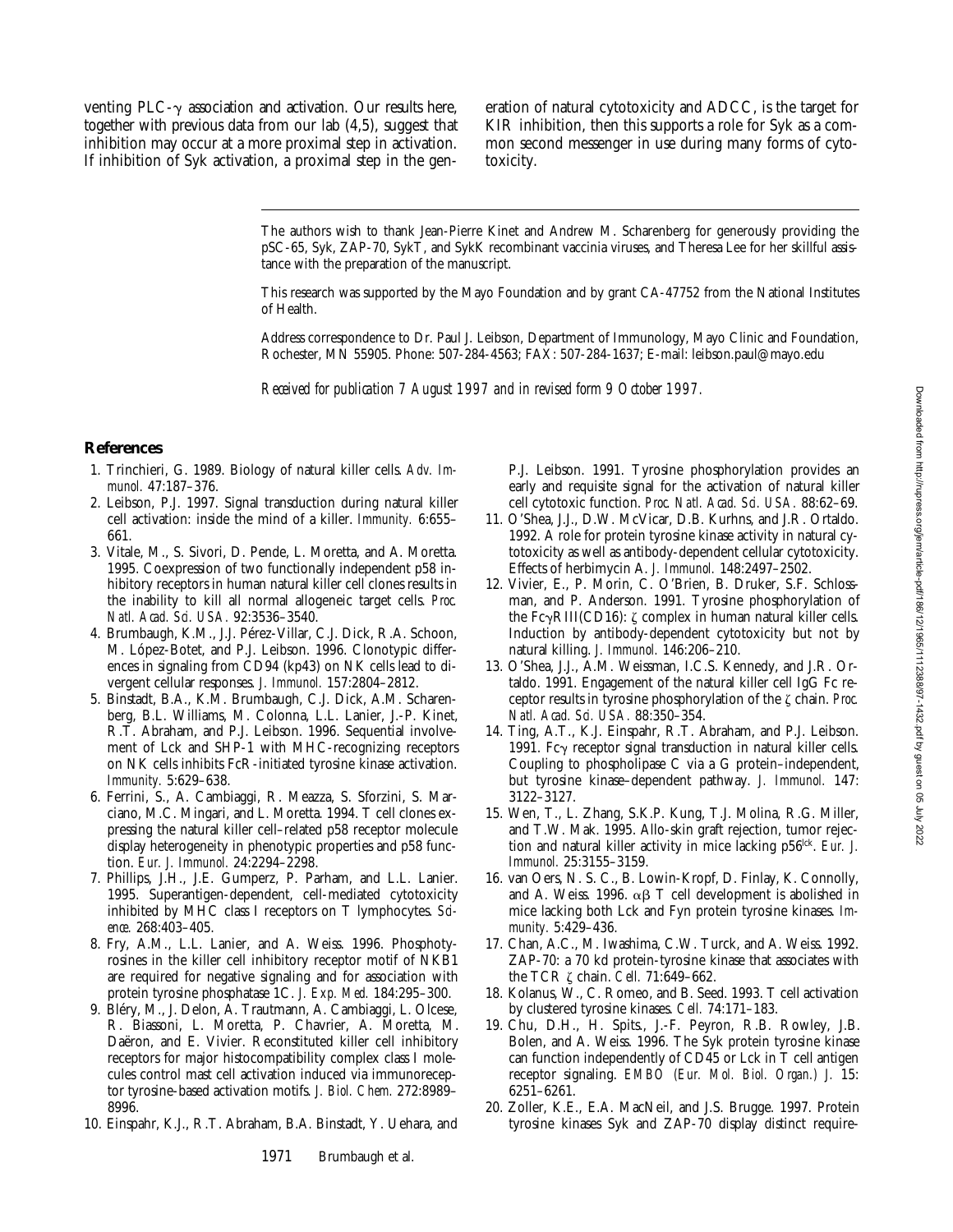venting PLC-γ association and activation. Our results here, together with previous data from our lab (4,5), suggest that inhibition may occur at a more proximal step in activation. If inhibition of Syk activation, a proximal step in the generation of natural cytotoxicity and ADCC, is the target for KIR inhibition, then this supports a role for Syk as a common second messenger in use during many forms of cytotoxicity.

The authors wish to thank Jean-Pierre Kinet and Andrew M. Scharenberg for generously providing the pSC-65, Syk, ZAP-70, SykT, and SykK recombinant vaccinia viruses, and Theresa Lee for her skillful assistance with the preparation of the manuscript.

This research was supported by the Mayo Foundation and by grant CA-47752 from the National Institutes of Health.

Address correspondence to Dr. Paul J. Leibson, Department of Immunology, Mayo Clinic and Foundation, Rochester, MN 55905. Phone: 507-284-4563; FAX: 507-284-1637; E-mail: leibson.paul@mayo.edu

*Received for publication 7 August 1997 and in revised form 9 October 1997.*

## References

1. Trinchieri, G. 1989. Biology of natural killer cells. *Adv. Immunol.* 47:187–376.
2. Leibson, P.J. 1997. Signal transduction during natural killer cell activation: inside the mind of a killer. *Immunity.* 6:655–661.
3. Vitale, M., S. Sivori, D. Pende, L. Moretta, and A. Moretta. 1995. Coexpression of two functionally independent p58 inhibitory receptors in human natural killer cell clones results in the inability to kill all normal allogeneic target cells. *Proc. Natl. Acad. Sci. USA.* 92:3536–3540.
4. Brumbaugh, K.M., J.J. Pérez-Villar, C.J. Dick, R.A. Schoon, M. López-Botet, and P.J. Leibson. 1996. Clonotypic differences in signaling from CD94 (kp43) on NK cells lead to divergent cellular responses. *J. Immunol.* 157:2804–2812.
5. Binstadt, B.A., K.M. Brumbaugh, C.J. Dick, A.M. Scharenberg, B.L. Williams, M. Colonna, L.L. Lanier, J.-P. Kinet, R.T. Abraham, and P.J. Leibson. 1996. Sequential involvement of Lck and SHP-1 with MHC-recognizing receptors on NK cells inhibits FcR-initiated tyrosine kinase activation. *Immunity.* 5:629–638.
6. Ferrini, S., A. Cambiaggi, R. Meazza, S. Sforzini, S. Marciano, M.C. Mingari, and L. Moretta. 1994. T cell clones expressing the natural killer cell–related p58 receptor molecule display heterogeneity in phenotypic properties and p58 function. *Eur. J. Immunol.* 24:2294–2298.
7. Phillips, J.H., J.E. Gumperz, P. Parham, and L.L. Lanier. 1995. Superantigen-dependent, cell-mediated cytotoxicity inhibited by MHC class I receptors on T lymphocytes. *Science.* 268:403–405.
8. Fry, A.M., L.L. Lanier, and A. Weiss. 1996. Phosphotyrosines in the killer cell inhibitory receptor motif of NKB1 are required for negative signaling and for association with protein tyrosine phosphatase 1C. *J. Exp. Med.* 184:295–300.
9. Bléry, M., J. Delon, A. Trautmann, A. Cambiaggi, L. Olcese, R. Biassoni, L. Moretta, P. Chavrier, A. Moretta, M. Daëron, and E. Vivier. Reconstituted killer cell inhibitory receptors for major histocompatibility complex class I molecules control mast cell activation induced via immunoreceptor tyrosine-based activation motifs. *J. Biol. Chem.* 272:8989–8996.
10. Einspahr, K.J., R.T. Abraham, B.A. Binstadt, Y. Uehara, and P.J. Leibson. 1991. Tyrosine phosphorylation provides an early and requisite signal for the activation of natural killer cell cytotoxic function. *Proc. Natl. Acad. Sci. USA.* 88:62–69.
11. O'Shea, J.J., D.W. McVicar, D.B. Kurhns, and J.R. Ortaldo. 1992. A role for protein tyrosine kinase activity in natural cytotoxicity as well as antibody-dependent cellular cytotoxicity. Effects of herbimycin A. *J. Immunol.* 148:2497–2502.
12. Vivier, E., P. Morin, C. O'Brien, B. Druker, S.F. Schlossman, and P. Anderson. 1991. Tyrosine phosphorylation of the FcγRIII(CD16): ζ complex in human natural killer cells. Induction by antibody-dependent cytotoxicity but not by natural killing. *J. Immunol.* 146:206–210.
13. O'Shea, J.J., A.M. Weissman, I.C.S. Kennedy, and J.R. Ortaldo. 1991. Engagement of the natural killer cell IgG Fc receptor results in tyrosine phosphorylation of the ζ chain. *Proc. Natl. Acad. Sci. USA.* 88:350–354.
14. Ting, A.T., K.J. Einspahr, R.T. Abraham, and P.J. Leibson. 1991. Fcγ receptor signal transduction in natural killer cells. Coupling to phospholipase C via a G protein–independent, but tyrosine kinase–dependent pathway. *J. Immunol.* 147:3122–3127.
15. Wen, T., L. Zhang, S.K.P. Kung, T.J. Molina, R.G. Miller, and T.W. Mak. 1995. Allo-skin graft rejection, tumor rejection and natural killer activity in mice lacking $p56^{lck}$. *Eur. J. Immunol.* 25:3155–3159.
16. van Oers, N. S. C., B. Lowin-Kropf, D. Finlay, K. Connolly, and A. Weiss. 1996. αβ T cell development is abolished in mice lacking both Lck and Fyn protein tyrosine kinases. *Immunity.* 5:429–436.
17. Chan, A.C., M. Iwashima, C.W. Turck, and A. Weiss. 1992. ZAP-70: a 70 kd protein-tyrosine kinase that associates with the TCR ζ chain. *Cell.* 71:649–662.
18. Kolanus, W., C. Romeo, and B. Seed. 1993. T cell activation by clustered tyrosine kinases. *Cell.* 74:171–183.
19. Chu, D.H., H. Spits., J.-F. Peyron, R.B. Rowley, J.B. Bolen, and A. Weiss. 1996. The Syk protein tyrosine kinase can function independently of CD45 or Lck in T cell antigen receptor signaling. *EMBO (Eur. Mol. Biol. Organ.) J.* 15:6251–6261.
20. Zoller, K.E., E.A. MacNeil, and J.S. Brugge. 1997. Protein tyrosine kinases Syk and ZAP-70 display distinct require-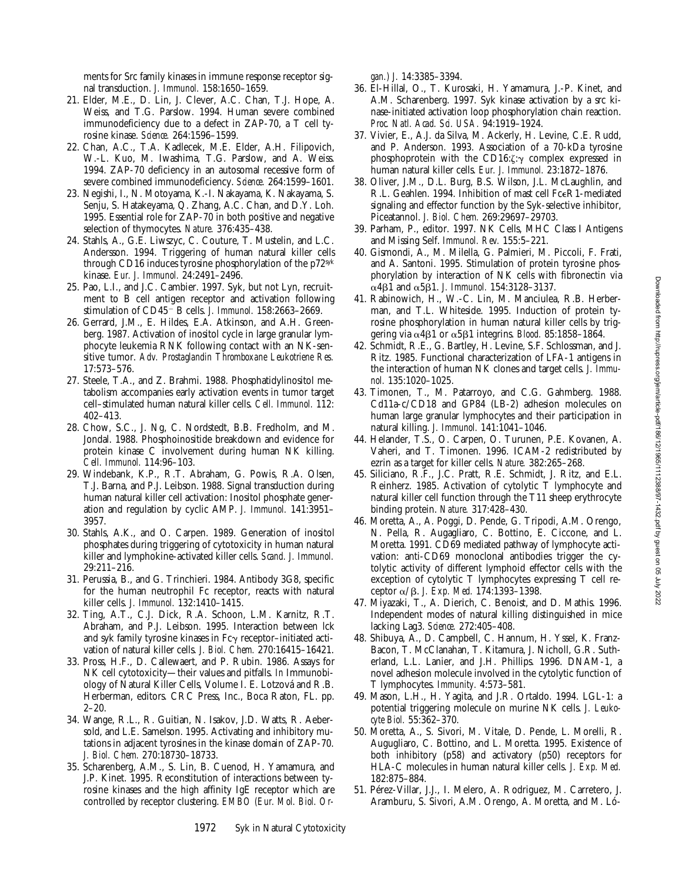ments for Src family kinases in immune response receptor signal transduction. *J. Immunol.* 158:1650–1659.

21. Elder, M.E., D. Lin, J. Clever, A.C. Chan, T.J. Hope, A. Weiss, and T.G. Parslow. 1994. Human severe combined immunodeficiency due to a defect in ZAP-70, a T cell tyrosine kinase. *Science.* 264:1596–1599.
22. Chan, A.C., T.A. Kadlecek, M.E. Elder, A.H. Filipovich, W.-L. Kuo, M. Iwashima, T.G. Parslow, and A. Weiss. 1994. ZAP-70 deficiency in an autosomal recessive form of severe combined immunodeficiency. *Science.* 264:1599–1601.
23. Negishi, I., N. Motoyama, K.-I. Nakayama, K. Nakayama, S. Senju, S. Hatakeyama, Q. Zhang, A.C. Chan, and D.Y. Loh. 1995. Essential role for ZAP-70 in both positive and negative selection of thymocytes. *Nature.* 376:435–438.
24. Stahls, A., G.E. Liwszyc, C. Couture, T. Mustelin, and L.C. Andersson. 1994. Triggering of human natural killer cells through CD16 induces tyrosine phosphorylation of the p72[syk] kinase. *Eur. J. Immunol.* 24:2491–2496.
25. Pao, L.I., and J.C. Cambier. 1997. Syk, but not Lyn, recruitment to B cell antigen receptor and activation following stimulation of CD45[−] B cells. *J. Immunol.* 158:2663–2669.
26. Gerrard, J.M., E. Hildes, E.A. Atkinson, and A.H. Greenberg. 1987. Activation of inositol cycle in large granular lymphocyte leukemia RNK following contact with an NK-sensitive tumor. *Adv. Prostaglandin Thromboxane Leukotriene Res.* 17:573–576.
27. Steele, T.A., and Z. Brahmi. 1988. Phosphatidylinositol metabolism accompanies early activation events in tumor target cell–stimulated human natural killer cells. *Cell. Immunol.* 112: 402–413.
28. Chow, S.C., J. Ng, C. Nordstedt, B.B. Fredholm, and M. Jondal. 1988. Phosphoinositide breakdown and evidence for protein kinase C involvement during human NK killing. *Cell. Immunol.* 114:96–103.
29. Windebank, K.P., R.T. Abraham, G. Powis, R.A. Olsen, T.J. Barna, and P.J. Leibson. 1988. Signal transduction during human natural killer cell activation: Inositol phosphate generation and regulation by cyclic AMP. *J. Immunol.* 141:3951–3957.
30. Stahls, A.K., and O. Carpen. 1989. Generation of inositol phosphates during triggering of cytotoxicity in human natural killer and lymphokine-activated killer cells. *Scand. J. Immunol.* 29:211–216.
31. Perussia, B., and G. Trinchieri. 1984. Antibody 3G8, specific for the human neutrophil Fc receptor, reacts with natural killer cells. *J. Immunol.* 132:1410–1415.
32. Ting, A.T., C.J. Dick, R.A. Schoon, L.M. Karnitz, R.T. Abraham, and P.J. Leibson. 1995. Interaction between lck and syk family tyrosine kinases in Fcγ receptor–initiated activation of natural killer cells. *J. Biol. Chem.* 270:16415–16421.
33. Pross, H.F., D. Callewaert, and P. Rubin. 1986. Assays for NK cell cytotoxicity—their values and pitfalls. *In* Immunobiology of Natural Killer Cells, Volume I. E. Lotzová and R.B. Herberman, editors. CRC Press, Inc., Boca Raton, FL. pp. 2–20.
34. Wange, R.L., R. Guitian, N. Isakov, J.D. Watts, R. Aebersold, and L.E. Samelson. 1995. Activating and inhibitory mutations in adjacent tyrosines in the kinase domain of ZAP-70. *J. Biol. Chem.* 270:18730–18733.
35. Scharenberg, A.M., S. Lin, B. Cuenod, H. Yamamura, and J.P. Kinet. 1995. Reconstitution of interactions between tyrosine kinases and the high affinity IgE receptor which are controlled by receptor clustering. *EMBO (Eur. Mol. Biol. Organ.) J.* 14:3385–3394.
36. El-Hillal, O., T. Kurosaki, H. Yamamura, J.-P. Kinet, and A.M. Scharenberg. 1997. Syk kinase activation by a src kinase-initiated activation loop phosphorylation chain reaction. *Proc. Natl. Acad. Sci. USA.* 94:1919–1924.
37. Vivier, E., A.J. da Silva, M. Ackerly, H. Levine, C.E. Rudd, and P. Anderson. 1993. Association of a 70-kDa tyrosine phosphoprotein with the CD16:ζ:γ complex expressed in human natural killer cells. *Eur. J. Immunol.* 23:1872–1876.
38. Oliver, J.M., D.L. Burg, B.S. Wilson, J.L. McLaughlin, and R.L. Geahlen. 1994. Inhibition of mast cell FcεR1-mediated signaling and effector function by the Syk-selective inhibitor, Piceatannol. *J. Biol. Chem.* 269:29697–29703.
39. Parham, P., editor. 1997. NK Cells, MHC Class I Antigens and Missing Self. *Immunol. Rev.* 155:5–221.
40. Gismondi, A., M. Milella, G. Palmieri, M. Piccoli, F. Frati, and A. Santoni. 1995. Stimulation of protein tyrosine phosphorylation by interaction of NK cells with fibronectin via α4β1 and α5β1. *J. Immunol.* 154:3128–3137.
41. Rabinowich, H., W.-C. Lin, M. Manciulea, R.B. Herberman, and T.L. Whiteside. 1995. Induction of protein tyrosine phosphorylation in human natural killer cells by triggering via α4β1 or α5β1 integrins. *Blood.* 85:1858–1864.
42. Schmidt, R.E., G. Bartley, H. Levine, S.F. Schlossman, and J. Ritz. 1985. Functional characterization of LFA-1 antigens in the interaction of human NK clones and target cells. *J. Immunol.* 135:1020–1025.
43. Timonen, T., M. Patarroyo, and C.G. Gahmberg. 1988. Cd11a-c/CD18 and GP84 (LB-2) adhesion molecules on human large granular lymphocytes and their participation in natural killing. *J. Immunol.* 141:1041–1046.
44. Helander, T.S., O. Carpen, O. Turunen, P.E. Kovanen, A. Vaheri, and T. Timonen. 1996. ICAM-2 redistributed by ezrin as a target for killer cells. *Nature.* 382:265–268.
45. Siliciano, R.F., J.C. Pratt, R.E. Schmidt, J. Ritz, and E.L. Reinherz. 1985. Activation of cytolytic T lymphocyte and natural killer cell function through the T11 sheep erythrocyte binding protein. *Nature.* 317:428–430.
46. Moretta, A., A. Poggi, D. Pende, G. Tripodi, A.M. Orengo, N. Pella, R. Augagliaro, C. Bottino, E. Ciccone, and L. Moretta. 1991. CD69 mediated pathway of lymphocyte activation: anti-CD69 monoclonal antibodies trigger the cytolytic activity of different lymphoid effector cells with the exception of cytolytic T lymphocytes expressing T cell receptor α/β. *J. Exp. Med.* 174:1393–1398.
47. Miyazaki, T., A. Dierich, C. Benoist, and D. Mathis. 1996. Independent modes of natural killing distinguished in mice lacking Lag3. *Science.* 272:405–408.
48. Shibuya, A., D. Campbell, C. Hannum, H. Yssel, K. Franz-Bacon, T. McClanahan, T. Kitamura, J. Nicholl, G.R. Sutherland, L.L. Lanier, and J.H. Phillips. 1996. DNAM-1, a novel adhesion molecule involved in the cytolytic function of T lymphocytes. *Immunity.* 4:573–581.
49. Mason, L.H., H. Yagita, and J.R. Ortaldo. 1994. LGL-1: a potential triggering molecule on murine NK cells. *J. Leukocyte Biol.* 55:362–370.
50. Moretta, A., S. Sivori, M. Vitale, D. Pende, L. Morelli, R. Augugliaro, C. Bottino, and L. Moretta. 1995. Existence of both inhibitory (p58) and activatory (p50) receptors for HLA-C molecules in human natural killer cells. *J. Exp. Med.* 182:875–884.
51. Pérez-Villar, J.J., I. Melero, A. Rodriguez, M. Carretero, J. Aramburu, S. Sivori, A.M. Orengo, A. Moretta, and M. Ló-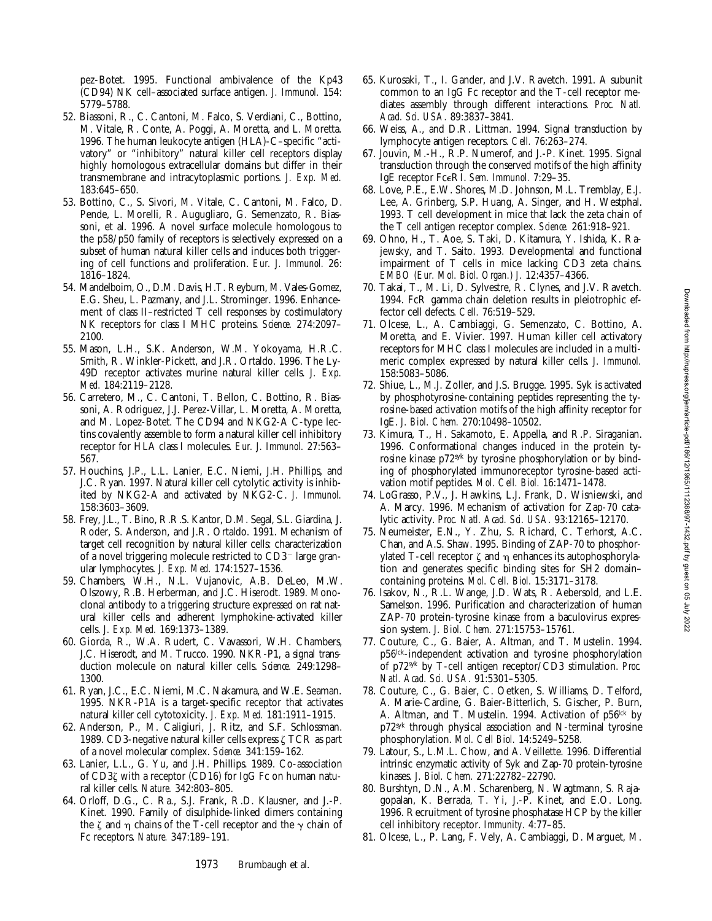pez-Botet. 1995. Functional ambivalence of the Kp43 (CD94) NK cell–associated surface antigen. *J. Immunol.* 154: 5779–5788.

52. Biassoni, R., C. Cantoni, M. Falco, S. Verdiani, C., Bottino, M. Vitale, R. Conte, A. Poggi, A. Moretta, and L. Moretta. 1996. The human leukocyte antigen (HLA)-C–specific "activatory" or "inhibitory" natural killer cell receptors display highly homologous extracellular domains but differ in their transmembrane and intracytoplasmic portions. *J. Exp. Med.* 183:645–650.
53. Bottino, C., S. Sivori, M. Vitale, C. Cantoni, M. Falco, D. Pende, L. Morelli, R. Augugliaro, G. Semenzato, R. Biassoni, et al. 1996. A novel surface molecule homologous to the p58/p50 family of receptors is selectively expressed on a subset of human natural killer cells and induces both triggering of cell functions and proliferation. *Eur. J. Immunol.* 26: 1816–1824.
54. Mandelboim, O., D.M. Davis, H.T. Reyburn, M. Vales-Gomez, E.G. Sheu, L. Pazmany, and J.L. Strominger. 1996. Enhancement of class II–restricted T cell responses by costimulatory NK receptors for class I MHC proteins. *Science.* 274:2097–2100.
55. Mason, L.H., S.K. Anderson, W.M. Yokoyama, H.R.C. Smith, R. Winkler-Pickett, and J.R. Ortaldo. 1996. The Ly-49D receptor activates murine natural killer cells. *J. Exp. Med.* 184:2119–2128.
56. Carretero, M., C. Cantoni, T. Bellon, C. Bottino, R. Biassoni, A. Rodriguez, J.J. Perez-Villar, L. Moretta, A. Moretta, and M. Lopez-Botet. The CD94 and NKG2-A C-type lectins covalently assemble to form a natural killer cell inhibitory receptor for HLA class I molecules. *Eur. J. Immunol.* 27:563–567.
57. Houchins, J.P., L.L. Lanier, E.C. Niemi, J.H. Phillips, and J.C. Ryan. 1997. Natural killer cell cytolytic activity is inhibited by NKG2-A and activated by NKG2-C. *J. Immunol.* 158:3603–3609.
58. Frey, J.L., T. Bino, R.R.S. Kantor, D.M. Segal, S.L. Giardina, J. Roder, S. Anderson, and J.R. Ortaldo. 1991. Mechanism of target cell recognition by natural killer cells: characterization of a novel triggering molecule restricted to $CD3^-$ large granular lymphocytes. *J. Exp. Med.* 174:1527–1536.
59. Chambers, W.H., N.L. Vujanovic, A.B. DeLeo, M.W. Olszowy, R.B. Herberman, and J.C. Hiserodt. 1989. Monoclonal antibody to a triggering structure expressed on rat natural killer cells and adherent lymphokine-activated killer cells. *J. Exp. Med.* 169:1373–1389.
60. Giorda, R., W.A. Rudert, C. Vavassori, W.H. Chambers, J.C. Hiserodt, and M. Trucco. 1990. NKR-P1, a signal transduction molecule on natural killer cells. *Science.* 249:1298–1300.
61. Ryan, J.C., E.C. Niemi, M.C. Nakamura, and W.E. Seaman. 1995. NKR-P1A is a target-specific receptor that activates natural killer cell cytotoxicity. *J. Exp. Med.* 181:1911–1915.
62. Anderson, P., M. Caligiuri, J. Ritz, and S.F. Schlossman. 1989. CD3-negative natural killer cells express ζ TCR as part of a novel molecular complex. *Science.* 341:159–162.
63. Lanier, L.L., G. Yu, and J.H. Phillips. 1989. Co-association of CD3ζ with a receptor (CD16) for IgG Fc on human natural killer cells. *Nature.* 342:803–805.
64. Orloff, D.G., C. Ra., S.J. Frank, R.D. Klausner, and J.-P. Kinet. 1990. Family of disulphide-linked dimers containing the ζ and η chains of the T-cell receptor and the γ chain of Fc receptors. *Nature.* 347:189–191.
65. Kurosaki, T., I. Gander, and J.V. Ravetch. 1991. A subunit common to an IgG Fc receptor and the T-cell receptor mediates assembly through different interactions. *Proc. Natl. Acad. Sci. USA.* 89:3837–3841.
66. Weiss, A., and D.R. Littman. 1994. Signal transduction by lymphocyte antigen receptors. *Cell.* 76:263–274.
67. Jouvin, M.-H., R.P. Numerof, and J.-P. Kinet. 1995. Signal transduction through the conserved motifs of the high affinity IgE receptor FcεRI. *Sem. Immunol.* 7:29–35.
68. Love, P.E., E.W. Shores, M.D. Johnson, M.L. Tremblay, E.J. Lee, A. Grinberg, S.P. Huang, A. Singer, and H. Westphal. 1993. T cell development in mice that lack the zeta chain of the T cell antigen receptor complex. *Science.* 261:918–921.
69. Ohno, H., T. Aoe, S. Taki, D. Kitamura, Y. Ishida, K. Rajewsky, and T. Saito. 1993. Developmental and functional impairment of T cells in mice lacking CD3 zeta chains. *EMBO (Eur. Mol. Biol. Organ.) J.* 12:4357–4366.
70. Takai, T., M. Li, D. Sylvestre, R. Clynes, and J.V. Ravetch. 1994. FcR gamma chain deletion results in pleiotrophic effector cell defects. *Cell.* 76:519–529.
71. Olcese, L., A. Cambiaggi, G. Semenzato, C. Bottino, A. Moretta, and E. Vivier. 1997. Human killer cell activatory receptors for MHC class I molecules are included in a multimeric complex expressed by natural killer cells. *J. Immunol.* 158:5083–5086.
72. Shiue, L., M.J. Zoller, and J.S. Brugge. 1995. Syk is activated by phosphotyrosine-containing peptides representing the tyrosine-based activation motifs of the high affinity receptor for IgE. *J. Biol. Chem.* 270:10498–10502.
73. Kimura, T., H. Sakamoto, E. Appella, and R.P. Siraganian. 1996. Conformational changes induced in the protein tyrosine kinase $p72^{syk}$ by tyrosine phosphorylation or by binding of phosphorylated immunoreceptor tyrosine-based activation motif peptides. *Mol. Cell. Biol.* 16:1471–1478.
74. LoGrasso, P.V., J. Hawkins, L.J. Frank, D. Wisniewski, and A. Marcy. 1996. Mechanism of activation for Zap-70 catalytic activity. *Proc. Natl. Acad. Sci. USA.* 93:12165–12170.
75. Neumeister, E.N., Y. Zhu, S. Richard, C. Terhorst, A.C. Chan, and A.S. Shaw. 1995. Binding of ZAP-70 to phosphorylated T-cell receptor ζ and η enhances its autophosphorylation and generates specific binding sites for SH2 domain–containing proteins. *Mol. Cell. Biol.* 15:3171–3178.
76. Isakov, N., R.L. Wange, J.D. Wats, R. Aebersold, and L.E. Samelson. 1996. Purification and characterization of human ZAP-70 protein-tyrosine kinase from a baculovirus expression system. *J. Biol. Chem.* 271:15753–15761.
77. Couture, C., G. Baier, A. Altman, and T. Mustelin. 1994. $p56^{lck}$-independent activation and tyrosine phosphorylation of $p72^{syk}$ by T-cell antigen receptor/CD3 stimulation. *Proc. Natl. Acad. Sci. USA.* 91:5301–5305.
78. Couture, C., G. Baier, C. Oetken, S. Williams, D. Telford, A. Marie-Cardine, G. Baier-Bitterlich, S. Gischer, P. Burn, A. Altman, and T. Mustelin. 1994. Activation of $p56^{lck}$ by $p72^{syk}$ through physical association and N-terminal tyrosine phosphorylation. *Mol. Cell Biol.* 14:5249–5258.
79. Latour, S., L.M.L. Chow, and A. Veillette. 1996. Differential intrinsic enzymatic activity of Syk and Zap-70 protein-tyrosine kinases. *J. Biol. Chem.* 271:22782–22790.
80. Burshtyn, D.N., A.M. Scharenberg, N. Wagtmann, S. Rajagopalan, K. Berrada, T. Yi, J.-P. Kinet, and E.O. Long. 1996. Recruitment of tyrosine phosphatase HCP by the killer cell inhibitory receptor. *Immunity.* 4:77–85.
81. Olcese, L., P. Lang, F. Vely, A. Cambiaggi, D. Marguet, M.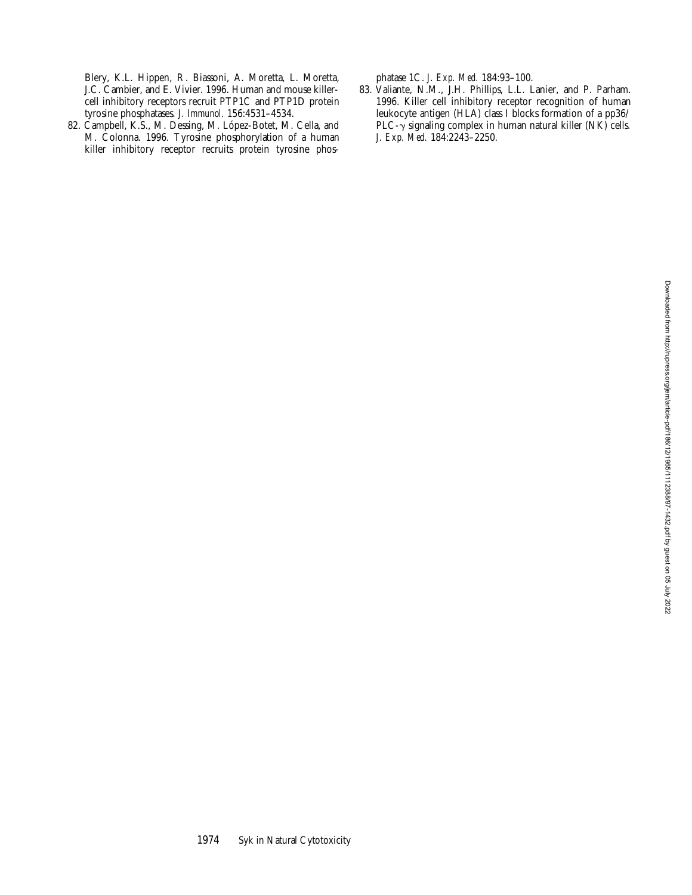Blery, K.L. Hippen, R. Biassoni, A. Moretta, L. Moretta, J.C. Cambier, and E. Vivier. 1996. Human and mouse killer-cell inhibitory receptors recruit PTP1C and PTP1D protein tyrosine phosphatases. *J. Immunol.* 156:4531–4534.

82. Campbell, K.S., M. Dessing, M. López-Botet, M. Cella, and M. Colonna. 1996. Tyrosine phosphorylation of a human killer inhibitory receptor recruits protein tyrosine phosphatase 1C. *J. Exp. Med.* 184:93–100.

83. Valiante, N.M., J.H. Phillips, L.L. Lanier, and P. Parham. 1996. Killer cell inhibitory receptor recognition of human leukocyte antigen (HLA) class I blocks formation of a pp36/PLC-$\gamma$ signaling complex in human natural killer (NK) cells. *J. Exp. Med.* 184:2243–2250.